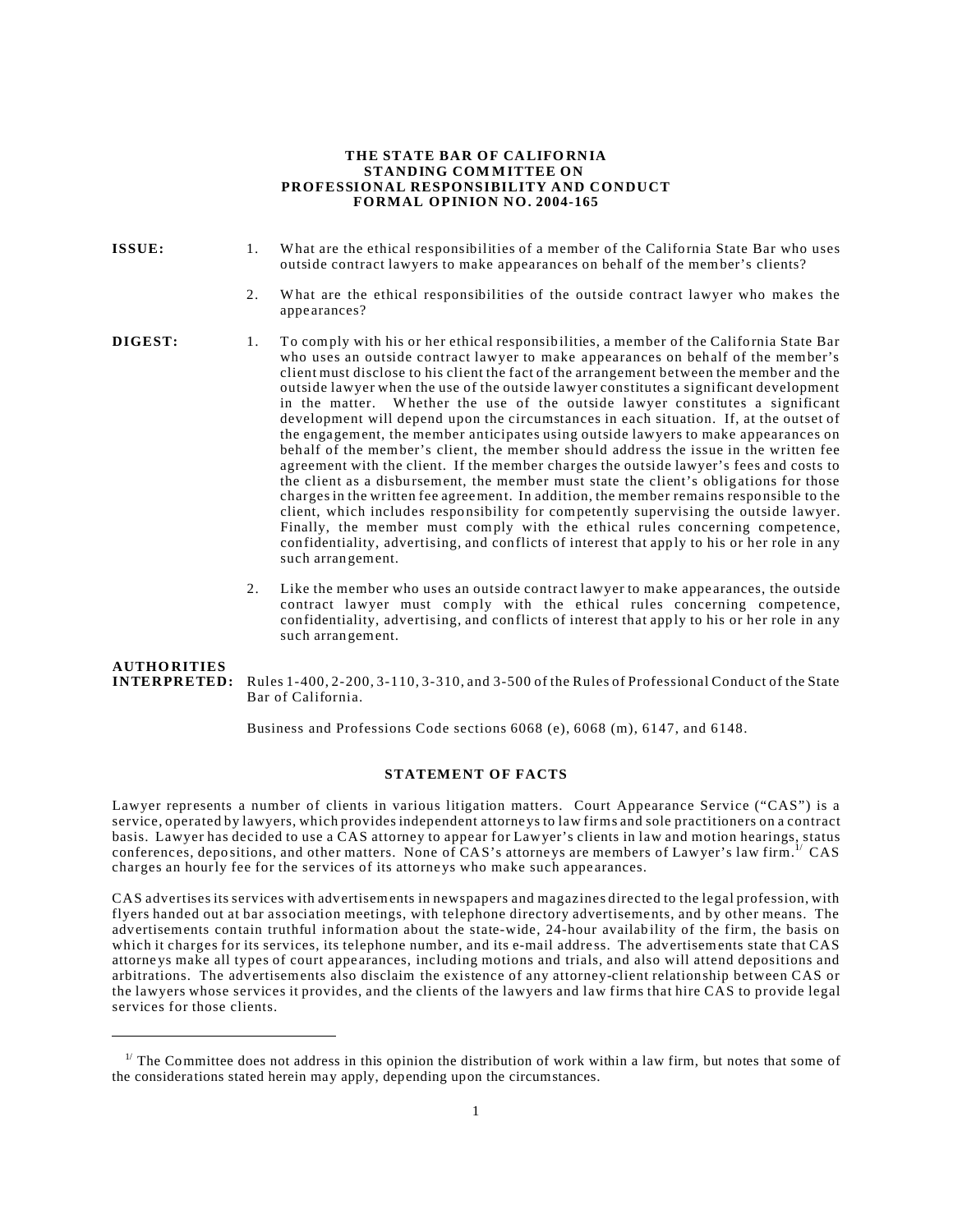**THE STATE BAR OF CALIFORNIA**
**STANDING COMMITTEE ON**
**PROFESSIONAL RESPONSIBILITY AND CONDUCT**
**FORMAL OPINION NO. 2004-165**

**ISSUE:**

1. What are the ethical responsibilities of a member of the California State Bar who uses outside contract lawyers to make appearances on behalf of the member's clients?

2. What are the ethical responsibilities of the outside contract lawyer who makes the appearances?

**DIGEST:**

1. To comply with his or her ethical responsibilities, a member of the California State Bar who uses an outside contract lawyer to make appearances on behalf of the member's client must disclose to his client the fact of the arrangement between the member and the outside lawyer when the use of the outside lawyer constitutes a significant development in the matter. Whether the use of the outside lawyer constitutes a significant development will depend upon the circumstances in each situation. If, at the outset of the engagement, the member anticipates using outside lawyers to make appearances on behalf of the member's client, the member should address the issue in the written fee agreement with the client. If the member charges the outside lawyer's fees and costs to the client as a disbursement, the member must state the client's obligations for those charges in the written fee agreement. In addition, the member remains responsible to the client, which includes responsibility for competently supervising the outside lawyer. Finally, the member must comply with the ethical rules concerning competence, confidentiality, advertising, and conflicts of interest that apply to his or her role in any such arrangement.

2. Like the member who uses an outside contract lawyer to make appearances, the outside contract lawyer must comply with the ethical rules concerning competence, confidentiality, advertising, and conflicts of interest that apply to his or her role in any such arrangement.

**AUTHORITIES INTERPRETED:** Rules 1-400, 2-200, 3-110, 3-310, and 3-500 of the Rules of Professional Conduct of the State Bar of California.

Business and Professions Code sections 6068 (e), 6068 (m), 6147, and 6148.

## STATEMENT OF FACTS

Lawyer represents a number of clients in various litigation matters. Court Appearance Service ("CAS") is a service, operated by lawyers, which provides independent attorneys to law firms and sole practitioners on a contract basis. Lawyer has decided to use a CAS attorney to appear for Lawyer's clients in law and motion hearings, status conferences, depositions, and other matters. None of CAS's attorneys are members of Lawyer's law firm.[1] CAS charges an hourly fee for the services of its attorneys who make such appearances.

CAS advertises its services with advertisements in newspapers and magazines directed to the legal profession, with flyers handed out at bar association meetings, with telephone directory advertisements, and by other means. The advertisements contain truthful information about the state-wide, 24-hour availability of the firm, the basis on which it charges for its services, its telephone number, and its e-mail address. The advertisements state that CAS attorneys make all types of court appearances, including motions and trials, and also will attend depositions and arbitrations. The advertisements also disclaim the existence of any attorney-client relationship between CAS or the lawyers whose services it provides, and the clients of the lawyers and law firms that hire CAS to provide legal services for those clients.

---

[1] The Committee does not address in this opinion the distribution of work within a law firm, but notes that some of the considerations stated herein may apply, depending upon the circumstances.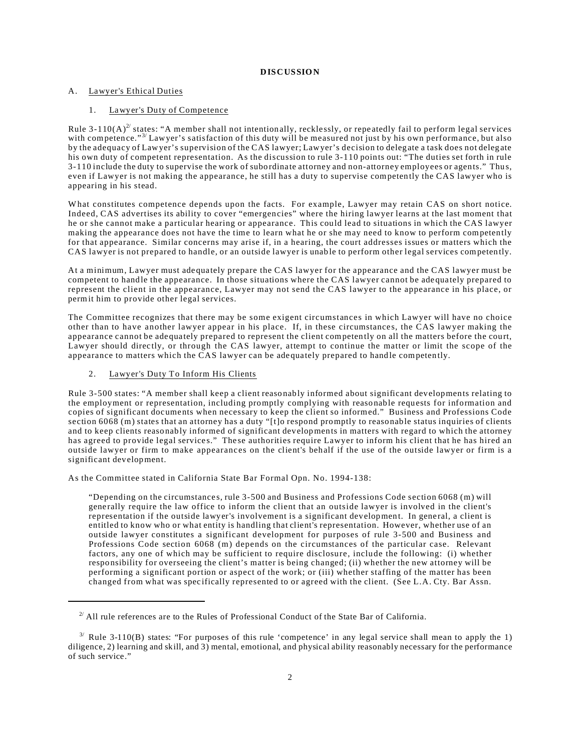**DISCUSSION**

A. Lawyer's Ethical Duties

1. Lawyer's Duty of Competence

Rule 3-110(A)[2] states: "A member shall not intentionally, recklessly, or repeatedly fail to perform legal services with competence."[3] Lawyer's satisfaction of this duty will be measured not just by his own performance, but also by the adequacy of Lawyer's supervision of the CAS lawyer; Lawyer's decision to delegate a task does not delegate his own duty of competent representation. As the discussion to rule 3-110 points out: "The duties set forth in rule 3-110 include the duty to supervise the work of subordinate attorney and non-attorney employees or agents." Thus, even if Lawyer is not making the appearance, he still has a duty to supervise competently the CAS lawyer who is appearing in his stead.

What constitutes competence depends upon the facts. For example, Lawyer may retain CAS on short notice. Indeed, CAS advertises its ability to cover "emergencies" where the hiring lawyer learns at the last moment that he or she cannot make a particular hearing or appearance. This could lead to situations in which the CAS lawyer making the appearance does not have the time to learn what he or she may need to know to perform competently for that appearance. Similar concerns may arise if, in a hearing, the court addresses issues or matters which the CAS lawyer is not prepared to handle, or an outside lawyer is unable to perform other legal services competently.

At a minimum, Lawyer must adequately prepare the CAS lawyer for the appearance and the CAS lawyer must be competent to handle the appearance. In those situations where the CAS lawyer cannot be adequately prepared to represent the client in the appearance, Lawyer may not send the CAS lawyer to the appearance in his place, or permit him to provide other legal services.

The Committee recognizes that there may be some exigent circumstances in which Lawyer will have no choice other than to have another lawyer appear in his place. If, in these circumstances, the CAS lawyer making the appearance cannot be adequately prepared to represent the client competently on all the matters before the court, Lawyer should directly, or through the CAS lawyer, attempt to continue the matter or limit the scope of the appearance to matters which the CAS lawyer can be adequately prepared to handle competently.

2. Lawyer's Duty To Inform His Clients

Rule 3-500 states: "A member shall keep a client reasonably informed about significant developments relating to the employment or representation, including promptly complying with reasonable requests for information and copies of significant documents when necessary to keep the client so informed." Business and Professions Code section 6068 (m) states that an attorney has a duty "[t]o respond promptly to reasonable status inquiries of clients and to keep clients reasonably informed of significant developments in matters with regard to which the attorney has agreed to provide legal services." These authorities require Lawyer to inform his client that he has hired an outside lawyer or firm to make appearances on the client's behalf if the use of the outside lawyer or firm is a significant development.

As the Committee stated in California State Bar Formal Opn. No. 1994-138:

> "Depending on the circumstances, rule 3-500 and Business and Professions Code section 6068 (m) will generally require the law office to inform the client that an outside lawyer is involved in the client's representation if the outside lawyer's involvement is a significant development. In general, a client is entitled to know who or what entity is handling that client's representation. However, whether use of an outside lawyer constitutes a significant development for purposes of rule 3-500 and Business and Professions Code section 6068 (m) depends on the circumstances of the particular case. Relevant factors, any one of which may be sufficient to require disclosure, include the following: (i) whether responsibility for overseeing the client's matter is being changed; (ii) whether the new attorney will be performing a significant portion or aspect of the work; or (iii) whether staffing of the matter has been changed from what was specifically represented to or agreed with the client. (See L.A. Cty. Bar Assn.

---

[2] All rule references are to the Rules of Professional Conduct of the State Bar of California.

[3] Rule 3-110(B) states: "For purposes of this rule 'competence' in any legal service shall mean to apply the 1) diligence, 2) learning and skill, and 3) mental, emotional, and physical ability reasonably necessary for the performance of such service."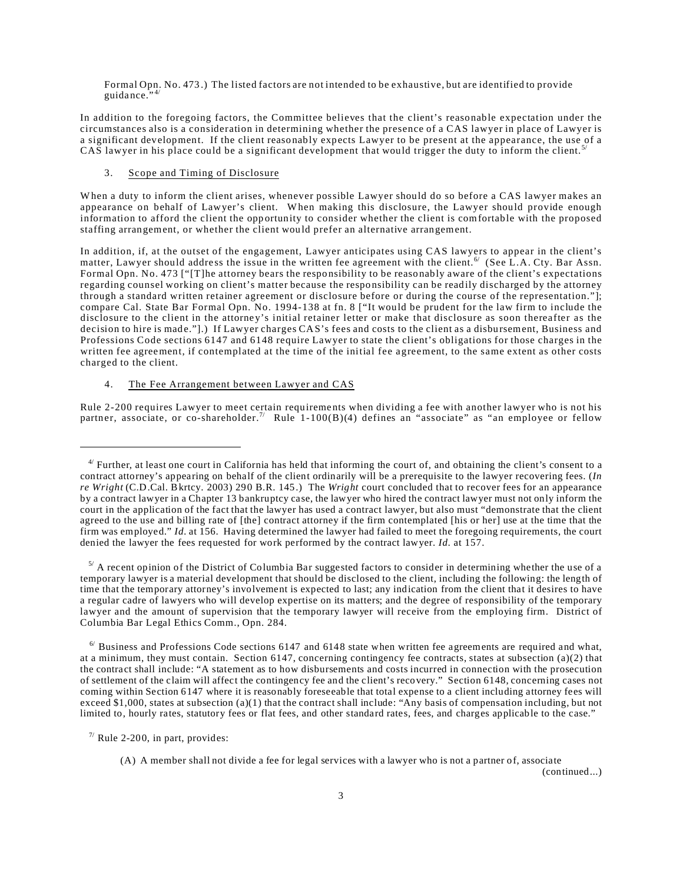Formal Opn. No. 473.) The listed factors are not intended to be exhaustive, but are identified to provide guidance."[4/]

In addition to the foregoing factors, the Committee believes that the client's reasonable expectation under the circumstances also is a consideration in determining whether the presence of a CAS lawyer in place of Lawyer is a significant development. If the client reasonably expects Lawyer to be present at the appearance, the use of a CAS lawyer in his place could be a significant development that would trigger the duty to inform the client.[5/]

3. Scope and Timing of Disclosure

When a duty to inform the client arises, whenever possible Lawyer should do so before a CAS lawyer makes an appearance on behalf of Lawyer's client. When making this disclosure, the Lawyer should provide enough information to afford the client the opportunity to consider whether the client is comfortable with the proposed staffing arrangement, or whether the client would prefer an alternative arrangement.

In addition, if, at the outset of the engagement, Lawyer anticipates using CAS lawyers to appear in the client's matter, Lawyer should address the issue in the written fee agreement with the client.[6/] (See L.A. Cty. Bar Assn. Formal Opn. No. 473 ["[T]he attorney bears the responsibility to be reasonably aware of the client's expectations regarding counsel working on client's matter because the responsibility can be readily discharged by the attorney through a standard written retainer agreement or disclosure before or during the course of the representation."]; compare Cal. State Bar Formal Opn. No. 1994-138 at fn. 8 ["It would be prudent for the law firm to include the disclosure to the client in the attorney's initial retainer letter or make that disclosure as soon thereafter as the decision to hire is made."].) If Lawyer charges CAS's fees and costs to the client as a disbursement, Business and Professions Code sections 6147 and 6148 require Lawyer to state the client's obligations for those charges in the written fee agreement, if contemplated at the time of the initial fee agreement, to the same extent as other costs charged to the client.

4. The Fee Arrangement between Lawyer and CAS

Rule 2-200 requires Lawyer to meet certain requirements when dividing a fee with another lawyer who is not his partner, associate, or co-shareholder.[7/] Rule 1-100(B)(4) defines an "associate" as "an employee or fellow

---

[4/] Further, at least one court in California has held that informing the court of, and obtaining the client's consent to a contract attorney's appearing on behalf of the client ordinarily will be a prerequisite to the lawyer recovering fees. (*In re Wright* (C.D.Cal. Bkrtcy. 2003) 290 B.R. 145.) The *Wright* court concluded that to recover fees for an appearance by a contract lawyer in a Chapter 13 bankruptcy case, the lawyer who hired the contract lawyer must not only inform the court in the application of the fact that the lawyer has used a contract lawyer, but also must "demonstrate that the client agreed to the use and billing rate of [the] contract attorney if the firm contemplated [his or her] use at the time that the firm was employed." *Id.* at 156. Having determined the lawyer had failed to meet the foregoing requirements, the court denied the lawyer the fees requested for work performed by the contract lawyer. *Id.* at 157.

[5/] A recent opinion of the District of Columbia Bar suggested factors to consider in determining whether the use of a temporary lawyer is a material development that should be disclosed to the client, including the following: the length of time that the temporary attorney's involvement is expected to last; any indication from the client that it desires to have a regular cadre of lawyers who will develop expertise on its matters; and the degree of responsibility of the temporary lawyer and the amount of supervision that the temporary lawyer will receive from the employing firm. District of Columbia Bar Legal Ethics Comm., Opn. 284.

[6/] Business and Professions Code sections 6147 and 6148 state when written fee agreements are required and what, at a minimum, they must contain. Section 6147, concerning contingency fee contracts, states at subsection (a)(2) that the contract shall include: "A statement as to how disbursements and costs incurred in connection with the prosecution of settlement of the claim will affect the contingency fee and the client's recovery." Section 6148, concerning cases not coming within Section 6147 where it is reasonably foreseeable that total expense to a client including attorney fees will exceed $1,000, states at subsection (a)(1) that the contract shall include: "Any basis of compensation including, but not limited to, hourly rates, statutory fees or flat fees, and other standard rates, fees, and charges applicable to the case."

[7/] Rule 2-200, in part, provides:

> (A) A member shall not divide a fee for legal services with a lawyer who is not a partner of, associate

(continued...)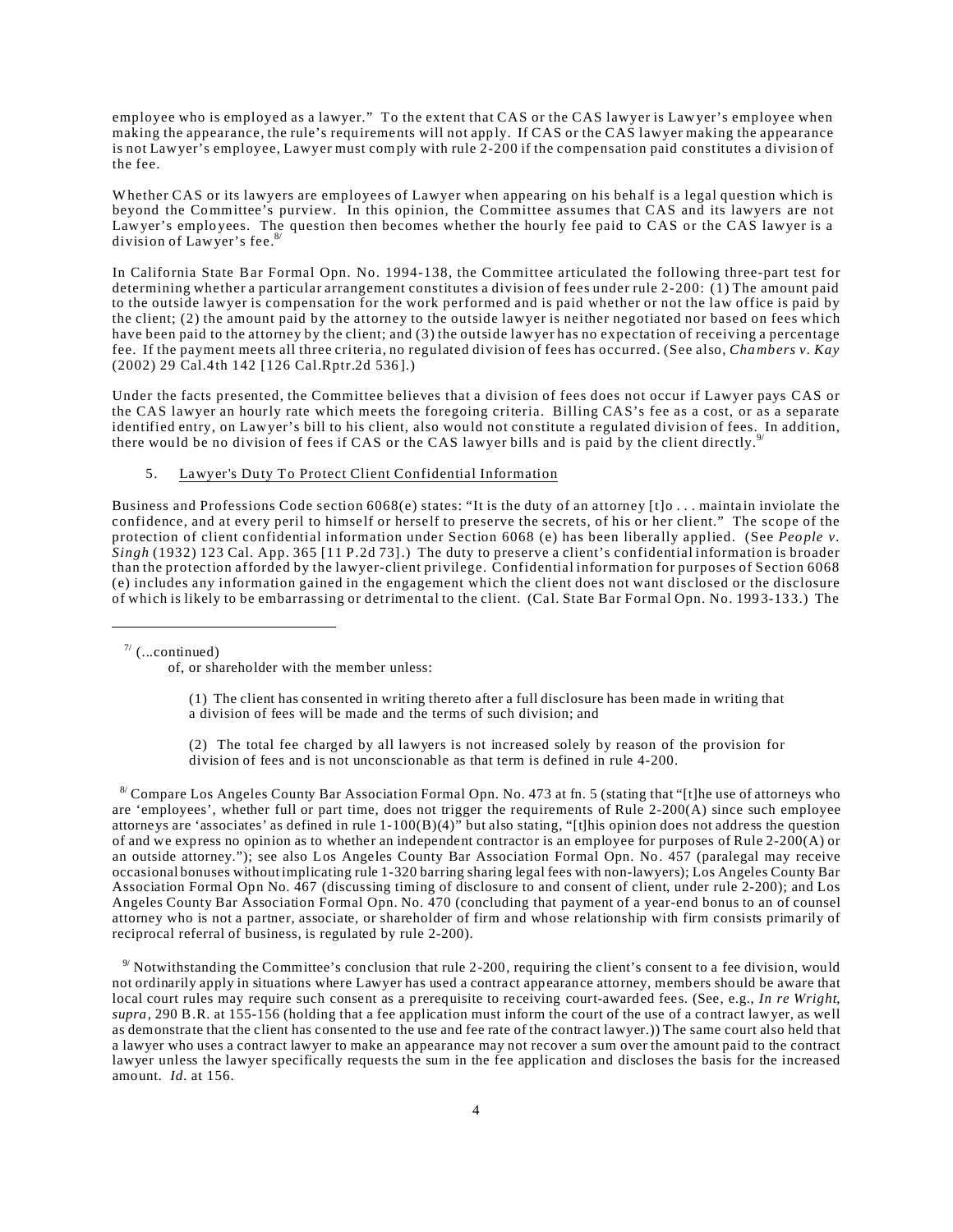employee who is employed as a lawyer." To the extent that CAS or the CAS lawyer is Lawyer's employee when making the appearance, the rule's requirements will not apply. If CAS or the CAS lawyer making the appearance is not Lawyer's employee, Lawyer must comply with rule 2-200 if the compensation paid constitutes a division of the fee.

Whether CAS or its lawyers are employees of Lawyer when appearing on his behalf is a legal question which is beyond the Committee's purview. In this opinion, the Committee assumes that CAS and its lawyers are not Lawyer's employees. The question then becomes whether the hourly fee paid to CAS or the CAS lawyer is a division of Lawyer's fee.[8]

In California State Bar Formal Opn. No. 1994-138, the Committee articulated the following three-part test for determining whether a particular arrangement constitutes a division of fees under rule 2-200: (1) The amount paid to the outside lawyer is compensation for the work performed and is paid whether or not the law office is paid by the client; (2) the amount paid by the attorney to the outside lawyer is neither negotiated nor based on fees which have been paid to the attorney by the client; and (3) the outside lawyer has no expectation of receiving a percentage fee. If the payment meets all three criteria, no regulated division of fees has occurred. (See also, *Chambers v. Kay* (2002) 29 Cal.4th 142 [126 Cal.Rptr.2d 536].)

Under the facts presented, the Committee believes that a division of fees does not occur if Lawyer pays CAS or the CAS lawyer an hourly rate which meets the foregoing criteria. Billing CAS's fee as a cost, or as a separate identified entry, on Lawyer's bill to his client, also would not constitute a regulated division of fees. In addition, there would be no division of fees if CAS or the CAS lawyer bills and is paid by the client directly.[9]

5. Lawyer's Duty To Protect Client Confidential Information

Business and Professions Code section 6068(e) states: "It is the duty of an attorney [t]o . . . maintain inviolate the confidence, and at every peril to himself or herself to preserve the secrets, of his or her client." The scope of the protection of client confidential information under Section 6068 (e) has been liberally applied. (See *People v. Singh* (1932) 123 Cal. App. 365 [11 P.2d 73].) The duty to preserve a client's confidential information is broader than the protection afforded by the lawyer-client privilege. Confidential information for purposes of Section 6068 (e) includes any information gained in the engagement which the client does not want disclosed or the disclosure of which is likely to be embarrassing or detrimental to the client. (Cal. State Bar Formal Opn. No. 1993-133.) The

---

[7] (...continued)

of, or shareholder with the member unless:

> (1) The client has consented in writing thereto after a full disclosure has been made in writing that a division of fees will be made and the terms of such division; and
>
> (2) The total fee charged by all lawyers is not increased solely by reason of the provision for division of fees and is not unconscionable as that term is defined in rule 4-200.

[8] Compare Los Angeles County Bar Association Formal Opn. No. 473 at fn. 5 (stating that "[t]he use of attorneys who are 'employees', whether full or part time, does not trigger the requirements of Rule 2-200(A) since such employee attorneys are 'associates' as defined in rule 1-100(B)(4)" but also stating, "[t]his opinion does not address the question of and we express no opinion as to whether an independent contractor is an employee for purposes of Rule 2-200(A) or an outside attorney."); see also Los Angeles County Bar Association Formal Opn. No. 457 (paralegal may receive occasional bonuses without implicating rule 1-320 barring sharing legal fees with non-lawyers); Los Angeles County Bar Association Formal Opn No. 467 (discussing timing of disclosure to and consent of client, under rule 2-200); and Los Angeles County Bar Association Formal Opn. No. 470 (concluding that payment of a year-end bonus to an of counsel attorney who is not a partner, associate, or shareholder of firm and whose relationship with firm consists primarily of reciprocal referral of business, is regulated by rule 2-200).

[9] Notwithstanding the Committee's conclusion that rule 2-200, requiring the client's consent to a fee division, would not ordinarily apply in situations where Lawyer has used a contract appearance attorney, members should be aware that local court rules may require such consent as a prerequisite to receiving court-awarded fees. (See, e.g., *In re Wright*, *supra*, 290 B.R. at 155-156 (holding that a fee application must inform the court of the use of a contract lawyer, as well as demonstrate that the client has consented to the use and fee rate of the contract lawyer.)) The same court also held that a lawyer who uses a contract lawyer to make an appearance may not recover a sum over the amount paid to the contract lawyer unless the lawyer specifically requests the sum in the fee application and discloses the basis for the increased amount. *Id.* at 156.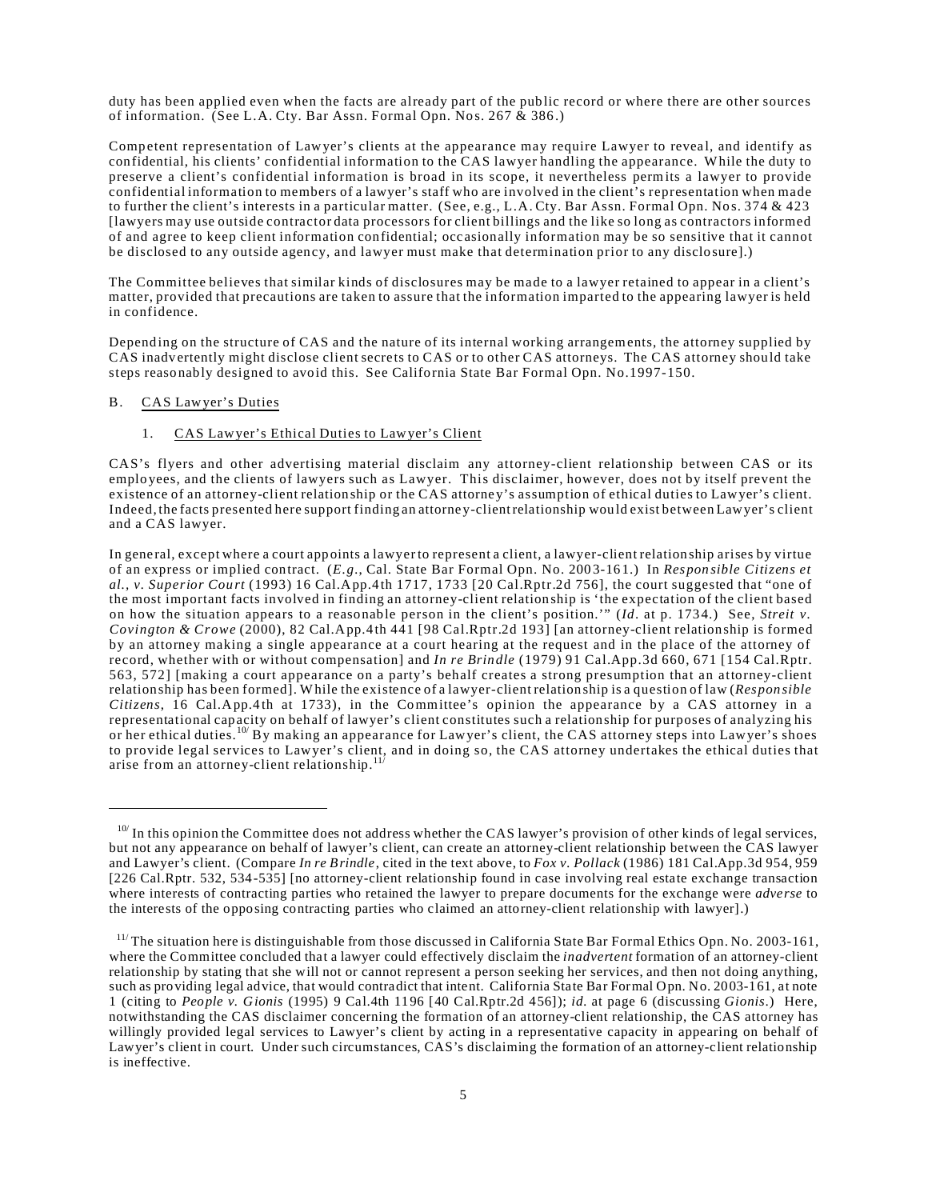duty has been applied even when the facts are already part of the public record or where there are other sources of information. (See L.A. Cty. Bar Assn. Formal Opn. Nos. 267 & 386.)

Competent representation of Lawyer's clients at the appearance may require Lawyer to reveal, and identify as confidential, his clients' confidential information to the CAS lawyer handling the appearance. While the duty to preserve a client's confidential information is broad in its scope, it nevertheless permits a lawyer to provide confidential information to members of a lawyer's staff who are involved in the client's representation when made to further the client's interests in a particular matter. (See, e.g., L.A. Cty. Bar Assn. Formal Opn. Nos. 374 & 423 [lawyers may use outside contractor data processors for client billings and the like so long as contractors informed of and agree to keep client information confidential; occasionally information may be so sensitive that it cannot be disclosed to any outside agency, and lawyer must make that determination prior to any disclosure].)

The Committee believes that similar kinds of disclosures may be made to a lawyer retained to appear in a client's matter, provided that precautions are taken to assure that the information imparted to the appearing lawyer is held in confidence.

Depending on the structure of CAS and the nature of its internal working arrangements, the attorney supplied by CAS inadvertently might disclose client secrets to CAS or to other CAS attorneys. The CAS attorney should take steps reasonably designed to avoid this. See California State Bar Formal Opn. No.1997-150.

B. <u>CAS Lawyer's Duties</u>

1. <u>CAS Lawyer's Ethical Duties to Lawyer's Client</u>

CAS's flyers and other advertising material disclaim any attorney-client relationship between CAS or its employees, and the clients of lawyers such as Lawyer. This disclaimer, however, does not by itself prevent the existence of an attorney-client relationship or the CAS attorney's assumption of ethical duties to Lawyer's client. Indeed, the facts presented here support finding an attorney-client relationship would exist between Lawyer's client and a CAS lawyer.

In general, except where a court appoints a lawyer to represent a client, a lawyer-client relationship arises by virtue of an express or implied contract. (*E.g.*, Cal. State Bar Formal Opn. No. 2003-161.) In *Responsible Citizens et al., v. Superior Court* (1993) 16 Cal.App.4th 1717, 1733 [20 Cal.Rptr.2d 756], the court suggested that "one of the most important facts involved in finding an attorney-client relationship is 'the expectation of the client based on how the situation appears to a reasonable person in the client's position.'" (*Id.* at p. 1734.) See, *Streit v. Covington & Crowe* (2000), 82 Cal.App.4th 441 [98 Cal.Rptr.2d 193] [an attorney-client relationship is formed by an attorney making a single appearance at a court hearing at the request and in the place of the attorney of record, whether with or without compensation] and *In re Brindle* (1979) 91 Cal.App.3d 660, 671 [154 Cal.Rptr. 563, 572] [making a court appearance on a party's behalf creates a strong presumption that an attorney-client relationship has been formed]. While the existence of a lawyer-client relationship is a question of law (*Responsible Citizens*, 16 Cal.App.4th at 1733), in the Committee's opinion the appearance by a CAS attorney in a representational capacity on behalf of lawyer's client constitutes such a relationship for purposes of analyzing his or her ethical duties.[10] By making an appearance for Lawyer's client, the CAS attorney steps into Lawyer's shoes to provide legal services to Lawyer's client, and in doing so, the CAS attorney undertakes the ethical duties that arise from an attorney-client relationship.[11]

---

[10] In this opinion the Committee does not address whether the CAS lawyer's provision of other kinds of legal services, but not any appearance on behalf of lawyer's client, can create an attorney-client relationship between the CAS lawyer and Lawyer's client. (Compare *In re Brindle*, cited in the text above, to *Fox v. Pollack* (1986) 181 Cal.App.3d 954, 959 [226 Cal.Rptr. 532, 534-535] [no attorney-client relationship found in case involving real estate exchange transaction where interests of contracting parties who retained the lawyer to prepare documents for the exchange were *adverse* to the interests of the opposing contracting parties who claimed an attorney-client relationship with lawyer].)

[11] The situation here is distinguishable from those discussed in California State Bar Formal Ethics Opn. No. 2003-161, where the Committee concluded that a lawyer could effectively disclaim the *inadvertent* formation of an attorney-client relationship by stating that she will not or cannot represent a person seeking her services, and then not doing anything, such as providing legal advice, that would contradict that intent. California State Bar Formal Opn. No. 2003-161, at note 1 (citing to *People v. Gionis* (1995) 9 Cal.4th 1196 [40 Cal.Rptr.2d 456]); *id.* at page 6 (discussing *Gionis*.) Here, notwithstanding the CAS disclaimer concerning the formation of an attorney-client relationship, the CAS attorney has willingly provided legal services to Lawyer's client by acting in a representative capacity in appearing on behalf of Lawyer's client in court. Under such circumstances, CAS's disclaiming the formation of an attorney-client relationship is ineffective.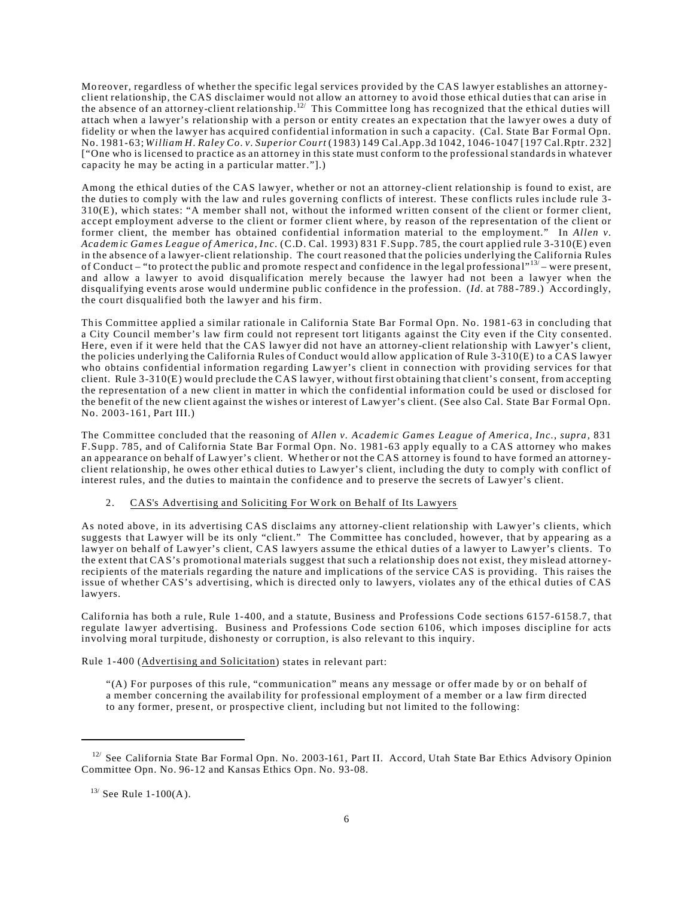Moreover, regardless of whether the specific legal services provided by the CAS lawyer establishes an attorney-client relationship, the CAS disclaimer would not allow an attorney to avoid those ethical duties that can arise in the absence of an attorney-client relationship.[12/] This Committee long has recognized that the ethical duties will attach when a lawyer's relationship with a person or entity creates an expectation that the lawyer owes a duty of fidelity or when the lawyer has acquired confidential information in such a capacity. (Cal. State Bar Formal Opn. No. 1981-63; *William H. Raley Co. v. Superior Court* (1983) 149 Cal.App.3d 1042, 1046-1047 [197 Cal.Rptr. 232] ["One who is licensed to practice as an attorney in this state must conform to the professional standards in whatever capacity he may be acting in a particular matter."].)

Among the ethical duties of the CAS lawyer, whether or not an attorney-client relationship is found to exist, are the duties to comply with the law and rules governing conflicts of interest. These conflicts rules include rule 3-310(E), which states: "A member shall not, without the informed written consent of the client or former client, accept employment adverse to the client or former client where, by reason of the representation of the client or former client, the member has obtained confidential information material to the employment." In *Allen v. Academic Games League of America, Inc.* (C.D. Cal. 1993) 831 F.Supp. 785, the court applied rule 3-310(E) even in the absence of a lawyer-client relationship. The court reasoned that the policies underlying the California Rules of Conduct – "to protect the public and promote respect and confidence in the legal professional"[13/] – were present, and allow a lawyer to avoid disqualification merely because the lawyer had not been a lawyer when the disqualifying events arose would undermine public confidence in the profession. (*Id.* at 788-789.) Accordingly, the court disqualified both the lawyer and his firm.

This Committee applied a similar rationale in California State Bar Formal Opn. No. 1981-63 in concluding that a City Council member's law firm could not represent tort litigants against the City even if the City consented. Here, even if it were held that the CAS lawyer did not have an attorney-client relationship with Lawyer's client, the policies underlying the California Rules of Conduct would allow application of Rule 3-310(E) to a CAS lawyer who obtains confidential information regarding Lawyer's client in connection with providing services for that client. Rule 3-310(E) would preclude the CAS lawyer, without first obtaining that client's consent, from accepting the representation of a new client in matter in which the confidential information could be used or disclosed for the benefit of the new client against the wishes or interest of Lawyer's client. (See also Cal. State Bar Formal Opn. No. 2003-161, Part III.)

The Committee concluded that the reasoning of *Allen v. Academic Games League of America, Inc.*, *supra*, 831 F.Supp. 785, and of California State Bar Formal Opn. No. 1981-63 apply equally to a CAS attorney who makes an appearance on behalf of Lawyer's client. Whether or not the CAS attorney is found to have formed an attorney-client relationship, he owes other ethical duties to Lawyer's client, including the duty to comply with conflict of interest rules, and the duties to maintain the confidence and to preserve the secrets of Lawyer's client.

2. CAS's Advertising and Soliciting For Work on Behalf of Its Lawyers

As noted above, in its advertising CAS disclaims any attorney-client relationship with Lawyer's clients, which suggests that Lawyer will be its only "client." The Committee has concluded, however, that by appearing as a lawyer on behalf of Lawyer's client, CAS lawyers assume the ethical duties of a lawyer to Lawyer's clients. To the extent that CAS's promotional materials suggest that such a relationship does not exist, they mislead attorney-recipients of the materials regarding the nature and implications of the service CAS is providing. This raises the issue of whether CAS's advertising, which is directed only to lawyers, violates any of the ethical duties of CAS lawyers.

California has both a rule, Rule 1-400, and a statute, Business and Professions Code sections 6157-6158.7, that regulate lawyer advertising. Business and Professions Code section 6106, which imposes discipline for acts involving moral turpitude, dishonesty or corruption, is also relevant to this inquiry.

Rule 1-400 (Advertising and Solicitation) states in relevant part:

> "(A) For purposes of this rule, "communication" means any message or offer made by or on behalf of a member concerning the availability for professional employment of a member or a law firm directed to any former, present, or prospective client, including but not limited to the following:

---

[12/] See California State Bar Formal Opn. No. 2003-161, Part II. Accord, Utah State Bar Ethics Advisory Opinion Committee Opn. No. 96-12 and Kansas Ethics Opn. No. 93-08.

[13/] See Rule 1-100(A).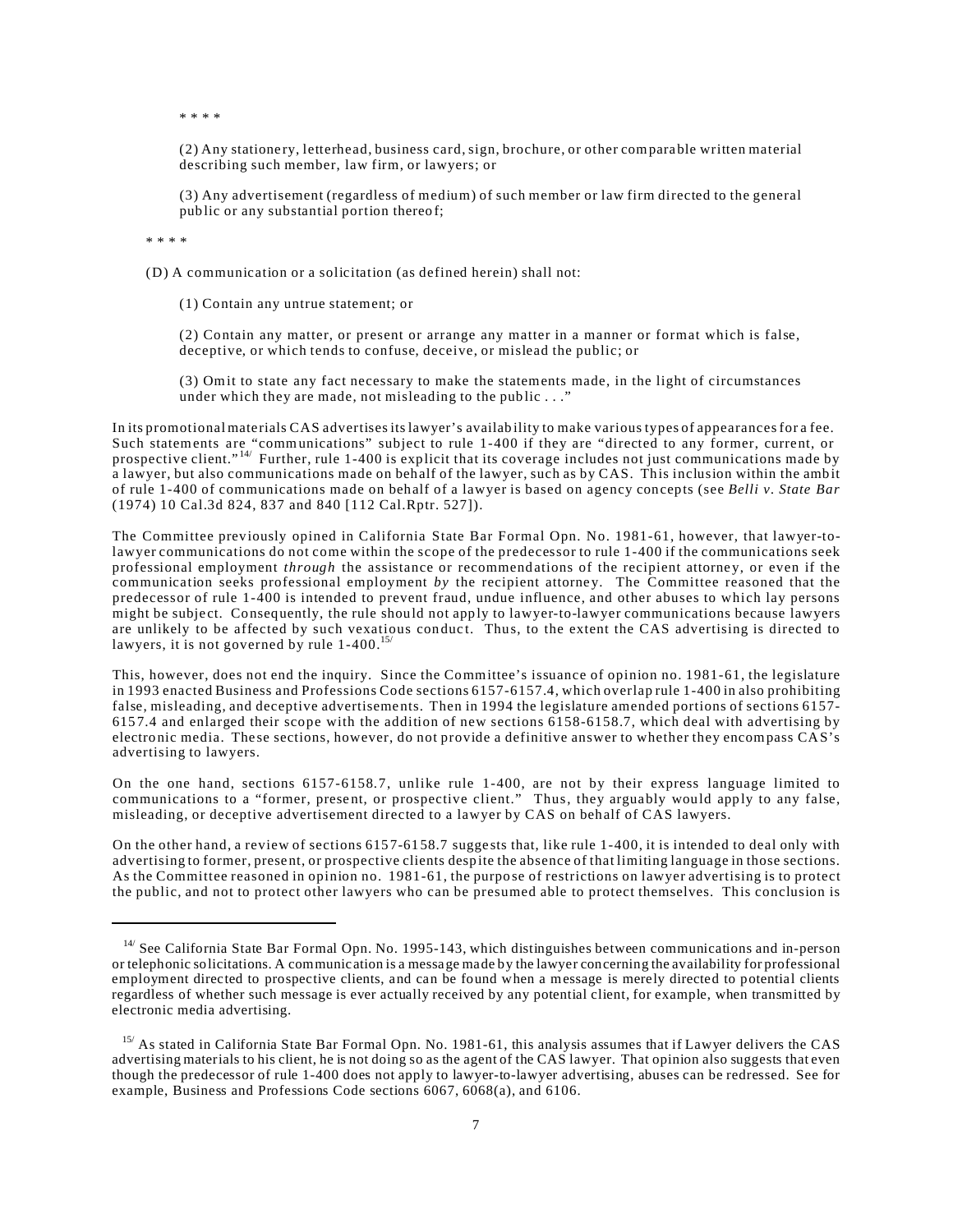\* \* \* \*

(2) Any stationery, letterhead, business card, sign, brochure, or other comparable written material describing such member, law firm, or lawyers; or

(3) Any advertisement (regardless of medium) of such member or law firm directed to the general public or any substantial portion thereof;

\* \* \* \*

(D) A communication or a solicitation (as defined herein) shall not:

(1) Contain any untrue statement; or

(2) Contain any matter, or present or arrange any matter in a manner or format which is false, deceptive, or which tends to confuse, deceive, or mislead the public; or

(3) Omit to state any fact necessary to make the statements made, in the light of circumstances under which they are made, not misleading to the public . . ."

In its promotional materials CAS advertises its lawyer's availability to make various types of appearances for a fee. Such statements are "communications" subject to rule 1-400 if they are "directed to any former, current, or prospective client."[14] Further, rule 1-400 is explicit that its coverage includes not just communications made by a lawyer, but also communications made on behalf of the lawyer, such as by CAS. This inclusion within the ambit of rule 1-400 of communications made on behalf of a lawyer is based on agency concepts (see *Belli v. State Bar* (1974) 10 Cal.3d 824, 837 and 840 [112 Cal.Rptr. 527]).

The Committee previously opined in California State Bar Formal Opn. No. 1981-61, however, that lawyer-to-lawyer communications do not come within the scope of the predecessor to rule 1-400 if the communications seek professional employment *through* the assistance or recommendations of the recipient attorney, or even if the communication seeks professional employment *by* the recipient attorney. The Committee reasoned that the predecessor of rule 1-400 is intended to prevent fraud, undue influence, and other abuses to which lay persons might be subject. Consequently, the rule should not apply to lawyer-to-lawyer communications because lawyers are unlikely to be affected by such vexatious conduct. Thus, to the extent the CAS advertising is directed to lawyers, it is not governed by rule 1-400.[15]

This, however, does not end the inquiry. Since the Committee's issuance of opinion no. 1981-61, the legislature in 1993 enacted Business and Professions Code sections 6157-6157.4, which overlap rule 1-400 in also prohibiting false, misleading, and deceptive advertisements. Then in 1994 the legislature amended portions of sections 6157-6157.4 and enlarged their scope with the addition of new sections 6158-6158.7, which deal with advertising by electronic media. These sections, however, do not provide a definitive answer to whether they encompass CAS's advertising to lawyers.

On the one hand, sections 6157-6158.7, unlike rule 1-400, are not by their express language limited to communications to a "former, present, or prospective client." Thus, they arguably would apply to any false, misleading, or deceptive advertisement directed to a lawyer by CAS on behalf of CAS lawyers.

On the other hand, a review of sections 6157-6158.7 suggests that, like rule 1-400, it is intended to deal only with advertising to former, present, or prospective clients despite the absence of that limiting language in those sections. As the Committee reasoned in opinion no. 1981-61, the purpose of restrictions on lawyer advertising is to protect the public, and not to protect other lawyers who can be presumed able to protect themselves. This conclusion is

---

[14] See California State Bar Formal Opn. No. 1995-143, which distinguishes between communications and in-person or telephonic solicitations. A communication is a message made by the lawyer concerning the availability for professional employment directed to prospective clients, and can be found when a message is merely directed to potential clients regardless of whether such message is ever actually received by any potential client, for example, when transmitted by electronic media advertising.

[15] As stated in California State Bar Formal Opn. No. 1981-61, this analysis assumes that if Lawyer delivers the CAS advertising materials to his client, he is not doing so as the agent of the CAS lawyer. That opinion also suggests that even though the predecessor of rule 1-400 does not apply to lawyer-to-lawyer advertising, abuses can be redressed. See for example, Business and Professions Code sections 6067, 6068(a), and 6106.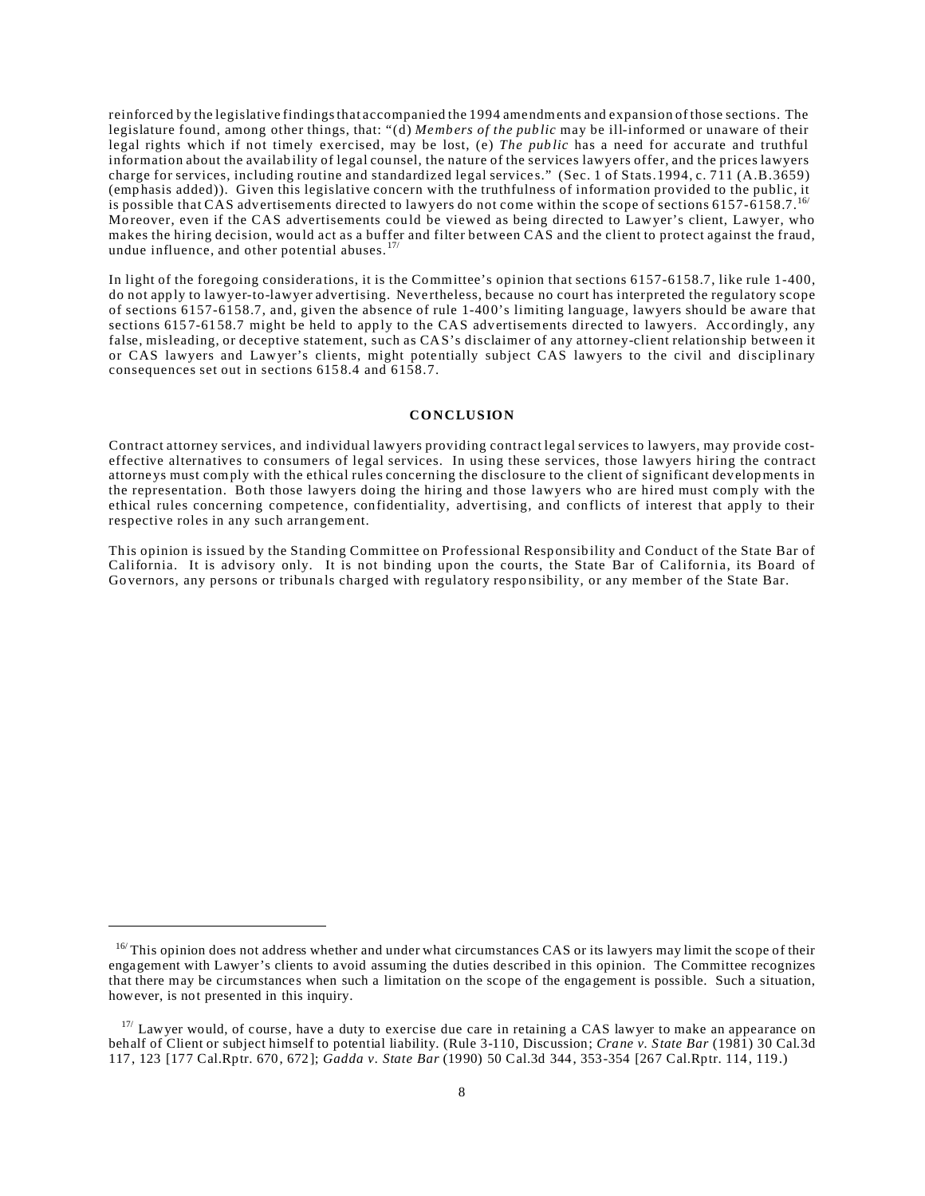reinforced by the legislative findings that accompanied the 1994 amendments and expansion of those sections. The legislature found, among other things, that: "(d) *Members of the public* may be ill-informed or unaware of their legal rights which if not timely exercised, may be lost, (e) *The public* has a need for accurate and truthful information about the availability of legal counsel, the nature of the services lawyers offer, and the prices lawyers charge for services, including routine and standardized legal services." (Sec. 1 of Stats.1994, c. 711 (A.B.3659) (emphasis added)). Given this legislative concern with the truthfulness of information provided to the public, it is possible that CAS advertisements directed to lawyers do not come within the scope of sections 6157-6158.7.[16] Moreover, even if the CAS advertisements could be viewed as being directed to Lawyer's client, Lawyer, who makes the hiring decision, would act as a buffer and filter between CAS and the client to protect against the fraud, undue influence, and other potential abuses.[17]

In light of the foregoing considerations, it is the Committee's opinion that sections 6157-6158.7, like rule 1-400, do not apply to lawyer-to-lawyer advertising. Nevertheless, because no court has interpreted the regulatory scope of sections 6157-6158.7, and, given the absence of rule 1-400's limiting language, lawyers should be aware that sections 6157-6158.7 might be held to apply to the CAS advertisements directed to lawyers. Accordingly, any false, misleading, or deceptive statement, such as CAS's disclaimer of any attorney-client relationship between it or CAS lawyers and Lawyer's clients, might potentially subject CAS lawyers to the civil and disciplinary consequences set out in sections 6158.4 and 6158.7.

## CONCLUSION

Contract attorney services, and individual lawyers providing contract legal services to lawyers, may provide cost-effective alternatives to consumers of legal services. In using these services, those lawyers hiring the contract attorneys must comply with the ethical rules concerning the disclosure to the client of significant developments in the representation. Both those lawyers doing the hiring and those lawyers who are hired must comply with the ethical rules concerning competence, confidentiality, advertising, and conflicts of interest that apply to their respective roles in any such arrangement.

This opinion is issued by the Standing Committee on Professional Responsibility and Conduct of the State Bar of California. It is advisory only. It is not binding upon the courts, the State Bar of California, its Board of Governors, any persons or tribunals charged with regulatory responsibility, or any member of the State Bar.

---

[16] This opinion does not address whether and under what circumstances CAS or its lawyers may limit the scope of their engagement with Lawyer's clients to avoid assuming the duties described in this opinion. The Committee recognizes that there may be circumstances when such a limitation on the scope of the engagement is possible. Such a situation, however, is not presented in this inquiry.

[17] Lawyer would, of course, have a duty to exercise due care in retaining a CAS lawyer to make an appearance on behalf of Client or subject himself to potential liability. (Rule 3-110, Discussion; *Crane v. State Bar* (1981) 30 Cal.3d 117, 123 [177 Cal.Rptr. 670, 672]; *Gadda v. State Bar* (1990) 50 Cal.3d 344, 353-354 [267 Cal.Rptr. 114, 119.)